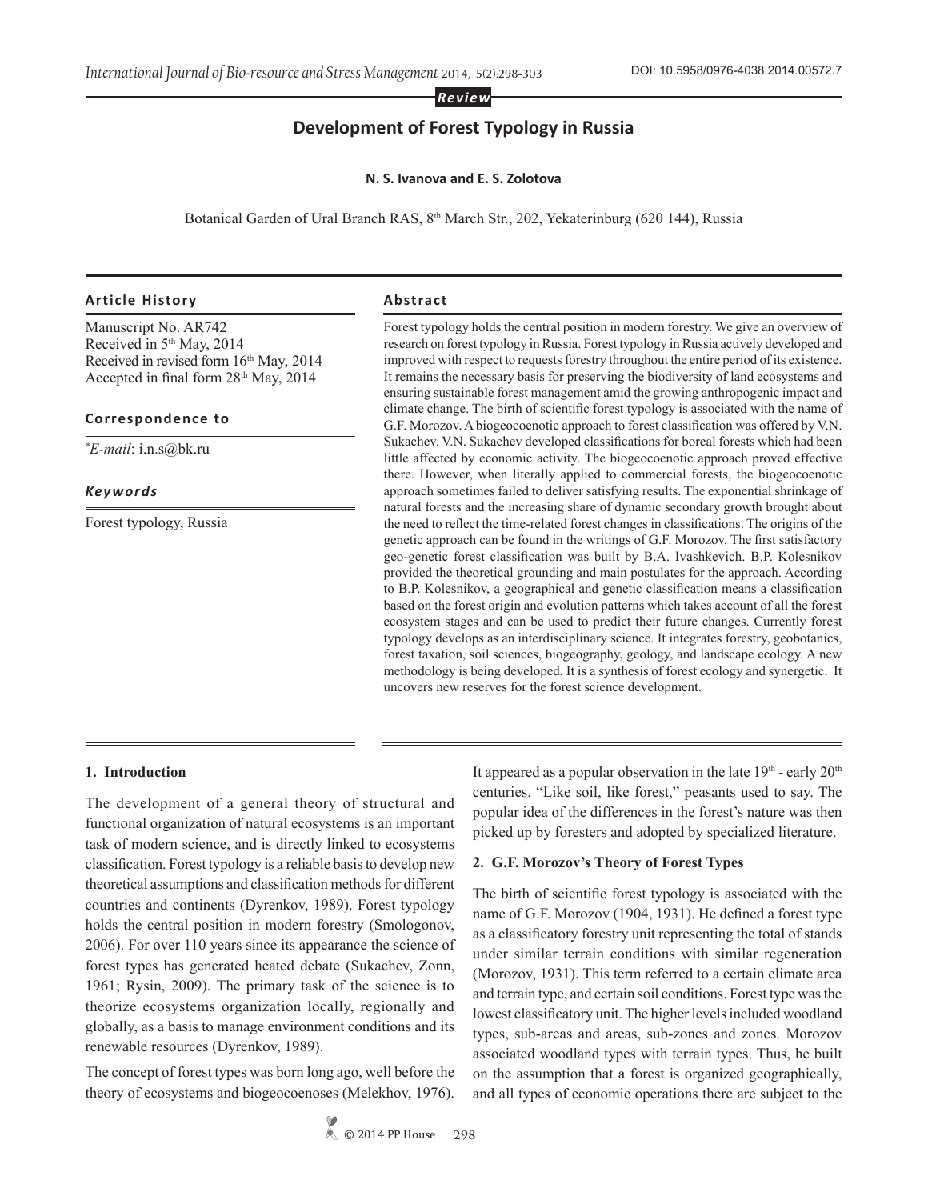*Review*

# Development of Forest Typology in Russia

**N. S. Ivanova and E. S. Zolotova**

Botanical Garden of Ural Branch RAS, 8th March Str., 202, Yekaterinburg (620 144), Russia

**Article History**

Manuscript No. AR742
Received in 5th May, 2014
Received in revised form 16th May, 2014
Accepted in final form 28th May, 2014

**Correspondence to**

*E-mail: i.n.s@bk.ru

**Keywords**

Forest typology, Russia

**Abstract**

Forest typology holds the central position in modern forestry. We give an overview of research on forest typology in Russia. Forest typology in Russia actively developed and improved with respect to requests forestry throughout the entire period of its existence. It remains the necessary basis for preserving the biodiversity of land ecosystems and ensuring sustainable forest management amid the growing anthropogenic impact and climate change. The birth of scientific forest typology is associated with the name of G.F. Morozov. A biogeocoenotic approach to forest classification was offered by V.N. Sukachev. V.N. Sukachev developed classifications for boreal forests which had been little affected by economic activity. The biogeocoenotic approach proved effective there. However, when literally applied to commercial forests, the biogeocoenotic approach sometimes failed to deliver satisfying results. The exponential shrinkage of natural forests and the increasing share of dynamic secondary growth brought about the need to reflect the time-related forest changes in classifications. The origins of the genetic approach can be found in the writings of G.F. Morozov. The first satisfactory geo-genetic forest classification was built by B.A. Ivashkevich. B.P. Kolesnikov provided the theoretical grounding and main postulates for the approach. According to B.P. Kolesnikov, a geographical and genetic classification means a classification based on the forest origin and evolution patterns which takes account of all the forest ecosystem stages and can be used to predict their future changes. Currently forest typology develops as an interdisciplinary science. It integrates forestry, geobotanics, forest taxation, soil sciences, biogeography, geology, and landscape ecology. A new methodology is being developed. It is a synthesis of forest ecology and synergetic. It uncovers new reserves for the forest science development.

## 1. Introduction

The development of a general theory of structural and functional organization of natural ecosystems is an important task of modern science, and is directly linked to ecosystems classification. Forest typology is a reliable basis to develop new theoretical assumptions and classification methods for different countries and continents (Dyrenkov, 1989). Forest typology holds the central position in modern forestry (Smologonov, 2006). For over 110 years since its appearance the science of forest types has generated heated debate (Sukachev, Zonn, 1961; Rysin, 2009). The primary task of the science is to theorize ecosystems organization locally, regionally and globally, as a basis to manage environment conditions and its renewable resources (Dyrenkov, 1989).

The concept of forest types was born long ago, well before the theory of ecosystems and biogeocoenoses (Melekhov, 1976). It appeared as a popular observation in the late 19th - early 20th centuries. "Like soil, like forest," peasants used to say. The popular idea of the differences in the forest's nature was then picked up by foresters and adopted by specialized literature.

## 2. G.F. Morozov's Theory of Forest Types

The birth of scientific forest typology is associated with the name of G.F. Morozov (1904, 1931). He defined a forest type as a classificatory forestry unit representing the total of stands under similar terrain conditions with similar regeneration (Morozov, 1931). This term referred to a certain climate area and terrain type, and certain soil conditions. Forest type was the lowest classificatory unit. The higher levels included woodland types, sub-areas and areas, sub-zones and zones. Morozov associated woodland types with terrain types. Thus, he built on the assumption that a forest is organized geographically, and all types of economic operations there are subject to the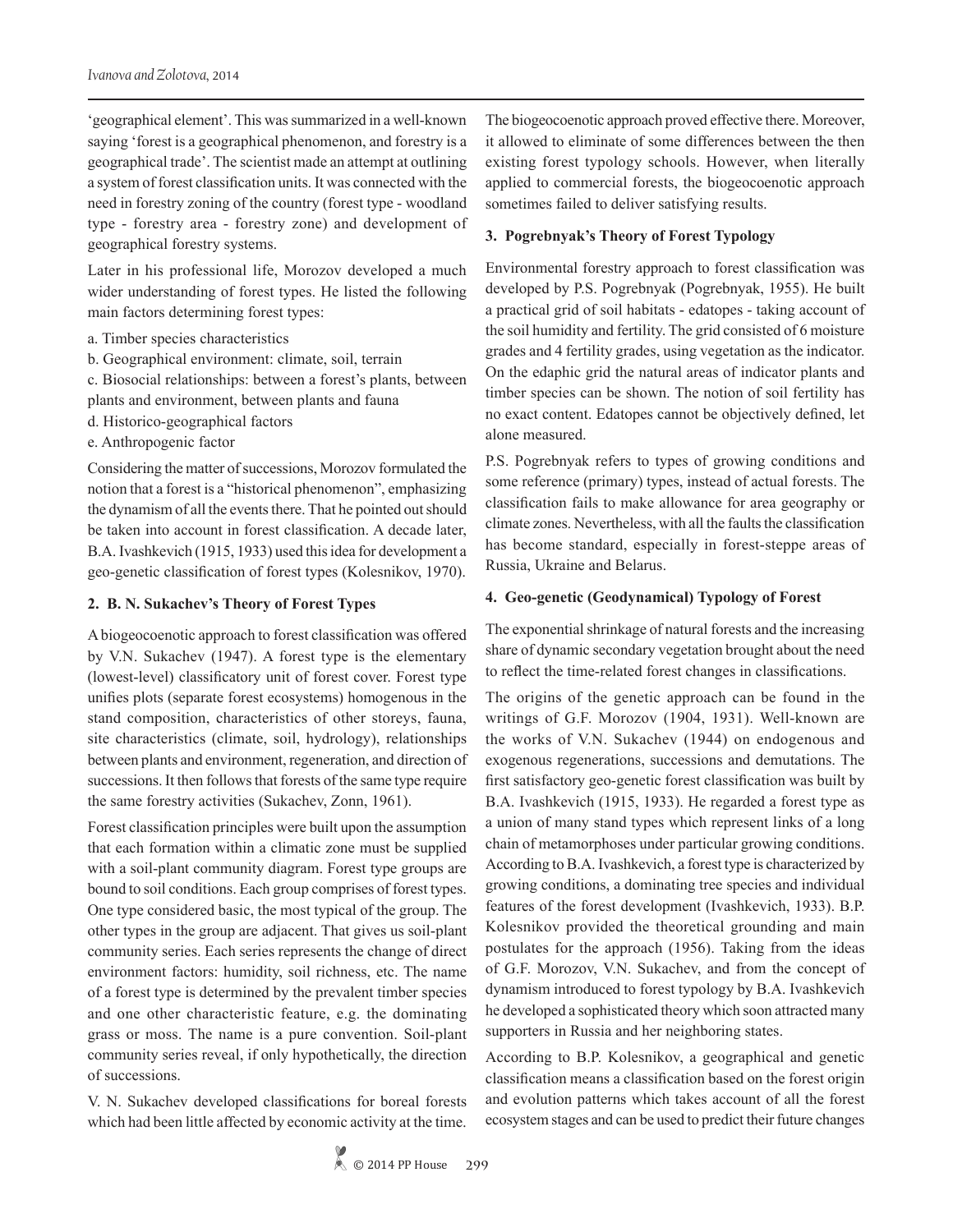'geographical element'. This was summarized in a well-known saying 'forest is a geographical phenomenon, and forestry is a geographical trade'. The scientist made an attempt at outlining a system of forest classification units. It was connected with the need in forestry zoning of the country (forest type - woodland type - forestry area - forestry zone) and development of geographical forestry systems.

Later in his professional life, Morozov developed a much wider understanding of forest types. He listed the following main factors determining forest types:

a. Timber species characteristics
b. Geographical environment: climate, soil, terrain
c. Biosocial relationships: between a forest's plants, between plants and environment, between plants and fauna
d. Historico-geographical factors
e. Anthropogenic factor

Considering the matter of successions, Morozov formulated the notion that a forest is a "historical phenomenon", emphasizing the dynamism of all the events there. That he pointed out should be taken into account in forest classification. A decade later, B.A. Ivashkevich (1915, 1933) used this idea for development a geo-genetic classification of forest types (Kolesnikov, 1970).

## 2. B. N. Sukachev's Theory of Forest Types

A biogeocoenotic approach to forest classification was offered by V.N. Sukachev (1947). A forest type is the elementary (lowest-level) classificatory unit of forest cover. Forest type unifies plots (separate forest ecosystems) homogenous in the stand composition, characteristics of other storeys, fauna, site characteristics (climate, soil, hydrology), relationships between plants and environment, regeneration, and direction of successions. It then follows that forests of the same type require the same forestry activities (Sukachev, Zonn, 1961).

Forest classification principles were built upon the assumption that each formation within a climatic zone must be supplied with a soil-plant community diagram. Forest type groups are bound to soil conditions. Each group comprises of forest types. One type considered basic, the most typical of the group. The other types in the group are adjacent. That gives us soil-plant community series. Each series represents the change of direct environment factors: humidity, soil richness, etc. The name of a forest type is determined by the prevalent timber species and one other characteristic feature, e.g. the dominating grass or moss. The name is a pure convention. Soil-plant community series reveal, if only hypothetically, the direction of successions.

V. N. Sukachev developed classifications for boreal forests which had been little affected by economic activity at the time. The biogeocoenotic approach proved effective there. Moreover, it allowed to eliminate of some differences between the then existing forest typology schools. However, when literally applied to commercial forests, the biogeocoenotic approach sometimes failed to deliver satisfying results.

## 3. Pogrebnyak's Theory of Forest Typology

Environmental forestry approach to forest classification was developed by P.S. Pogrebnyak (Pogrebnyak, 1955). He built a practical grid of soil habitats - edatopes - taking account of the soil humidity and fertility. The grid consisted of 6 moisture grades and 4 fertility grades, using vegetation as the indicator. On the edaphic grid the natural areas of indicator plants and timber species can be shown. The notion of soil fertility has no exact content. Edatopes cannot be objectively defined, let alone measured.

P.S. Pogrebnyak refers to types of growing conditions and some reference (primary) types, instead of actual forests. The classification fails to make allowance for area geography or climate zones. Nevertheless, with all the faults the classification has become standard, especially in forest-steppe areas of Russia, Ukraine and Belarus.

## 4. Geo-genetic (Geodynamical) Typology of Forest

The exponential shrinkage of natural forests and the increasing share of dynamic secondary vegetation brought about the need to reflect the time-related forest changes in classifications.

The origins of the genetic approach can be found in the writings of G.F. Morozov (1904, 1931). Well-known are the works of V.N. Sukachev (1944) on endogenous and exogenous regenerations, successions and demutations. The first satisfactory geo-genetic forest classification was built by B.A. Ivashkevich (1915, 1933). He regarded a forest type as a union of many stand types which represent links of a long chain of metamorphoses under particular growing conditions. According to B.A. Ivashkevich, a forest type is characterized by growing conditions, a dominating tree species and individual features of the forest development (Ivashkevich, 1933). B.P. Kolesnikov provided the theoretical grounding and main postulates for the approach (1956). Taking from the ideas of G.F. Morozov, V.N. Sukachev, and from the concept of dynamism introduced to forest typology by B.A. Ivashkevich he developed a sophisticated theory which soon attracted many supporters in Russia and her neighboring states.

According to B.P. Kolesnikov, a geographical and genetic classification means a classification based on the forest origin and evolution patterns which takes account of all the forest ecosystem stages and can be used to predict their future changes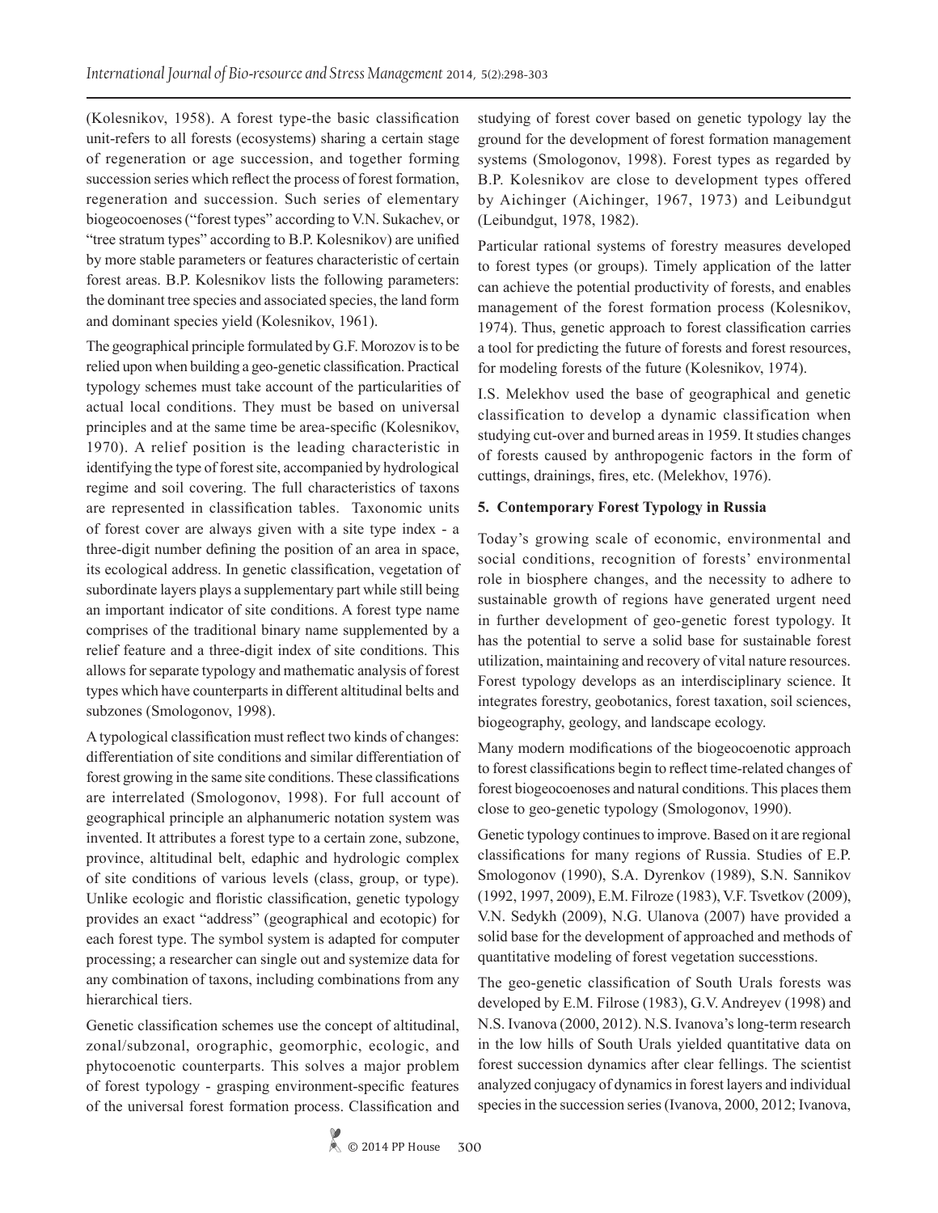(Kolesnikov, 1958). A forest type-the basic classification unit-refers to all forests (ecosystems) sharing a certain stage of regeneration or age succession, and together forming succession series which reflect the process of forest formation, regeneration and succession. Such series of elementary biogeocoenoses ("forest types" according to V.N. Sukachev, or "tree stratum types" according to B.P. Kolesnikov) are unified by more stable parameters or features characteristic of certain forest areas. B.P. Kolesnikov lists the following parameters: the dominant tree species and associated species, the land form and dominant species yield (Kolesnikov, 1961).

The geographical principle formulated by G.F. Morozov is to be relied upon when building a geo-genetic classification. Practical typology schemes must take account of the particularities of actual local conditions. They must be based on universal principles and at the same time be area-specific (Kolesnikov, 1970). A relief position is the leading characteristic in identifying the type of forest site, accompanied by hydrological regime and soil covering. The full characteristics of taxons are represented in classification tables. Taxonomic units of forest cover are always given with a site type index - a three-digit number defining the position of an area in space, its ecological address. In genetic classification, vegetation of subordinate layers plays a supplementary part while still being an important indicator of site conditions. A forest type name comprises of the traditional binary name supplemented by a relief feature and a three-digit index of site conditions. This allows for separate typology and mathematic analysis of forest types which have counterparts in different altitudinal belts and subzones (Smologonov, 1998).

A typological classification must reflect two kinds of changes: differentiation of site conditions and similar differentiation of forest growing in the same site conditions. These classifications are interrelated (Smologonov, 1998). For full account of geographical principle an alphanumeric notation system was invented. It attributes a forest type to a certain zone, subzone, province, altitudinal belt, edaphic and hydrologic complex of site conditions of various levels (class, group, or type). Unlike ecologic and floristic classification, genetic typology provides an exact "address" (geographical and ecotopic) for each forest type. The symbol system is adapted for computer processing; a researcher can single out and systemize data for any combination of taxons, including combinations from any hierarchical tiers.

Genetic classification schemes use the concept of altitudinal, zonal/subzonal, orographic, geomorphic, ecologic, and phytocoenotic counterparts. This solves a major problem of forest typology - grasping environment-specific features of the universal forest formation process. Classification and studying of forest cover based on genetic typology lay the ground for the development of forest formation management systems (Smologonov, 1998). Forest types as regarded by B.P. Kolesnikov are close to development types offered by Aichinger (Aichinger, 1967, 1973) and Leibundgut (Leibundgut, 1978, 1982).

Particular rational systems of forestry measures developed to forest types (or groups). Timely application of the latter can achieve the potential productivity of forests, and enables management of the forest formation process (Kolesnikov, 1974). Thus, genetic approach to forest classification carries a tool for predicting the future of forests and forest resources, for modeling forests of the future (Kolesnikov, 1974).

I.S. Melekhov used the base of geographical and genetic classification to develop a dynamic classification when studying cut-over and burned areas in 1959. It studies changes of forests caused by anthropogenic factors in the form of cuttings, drainings, fires, etc. (Melekhov, 1976).

## 5. Contemporary Forest Typology in Russia

Today's growing scale of economic, environmental and social conditions, recognition of forests' environmental role in biosphere changes, and the necessity to adhere to sustainable growth of regions have generated urgent need in further development of geo-genetic forest typology. It has the potential to serve a solid base for sustainable forest utilization, maintaining and recovery of vital nature resources. Forest typology develops as an interdisciplinary science. It integrates forestry, geobotanics, forest taxation, soil sciences, biogeography, geology, and landscape ecology.

Many modern modifications of the biogeocoenotic approach to forest classifications begin to reflect time-related changes of forest biogeocoenoses and natural conditions. This places them close to geo-genetic typology (Smologonov, 1990).

Genetic typology continues to improve. Based on it are regional classifications for many regions of Russia. Studies of E.P. Smologonov (1990), S.A. Dyrenkov (1989), S.N. Sannikov (1992, 1997, 2009), E.M. Filroze (1983), V.F. Tsvetkov (2009), V.N. Sedykh (2009), N.G. Ulanova (2007) have provided a solid base for the development of approached and methods of quantitative modeling of forest vegetation successtions.

The geo-genetic classification of South Urals forests was developed by E.M. Filrose (1983), G.V. Andreyev (1998) and N.S. Ivanova (2000, 2012). N.S. Ivanova's long-term research in the low hills of South Urals yielded quantitative data on forest succession dynamics after clear fellings. The scientist analyzed conjugacy of dynamics in forest layers and individual species in the succession series (Ivanova, 2000, 2012; Ivanova,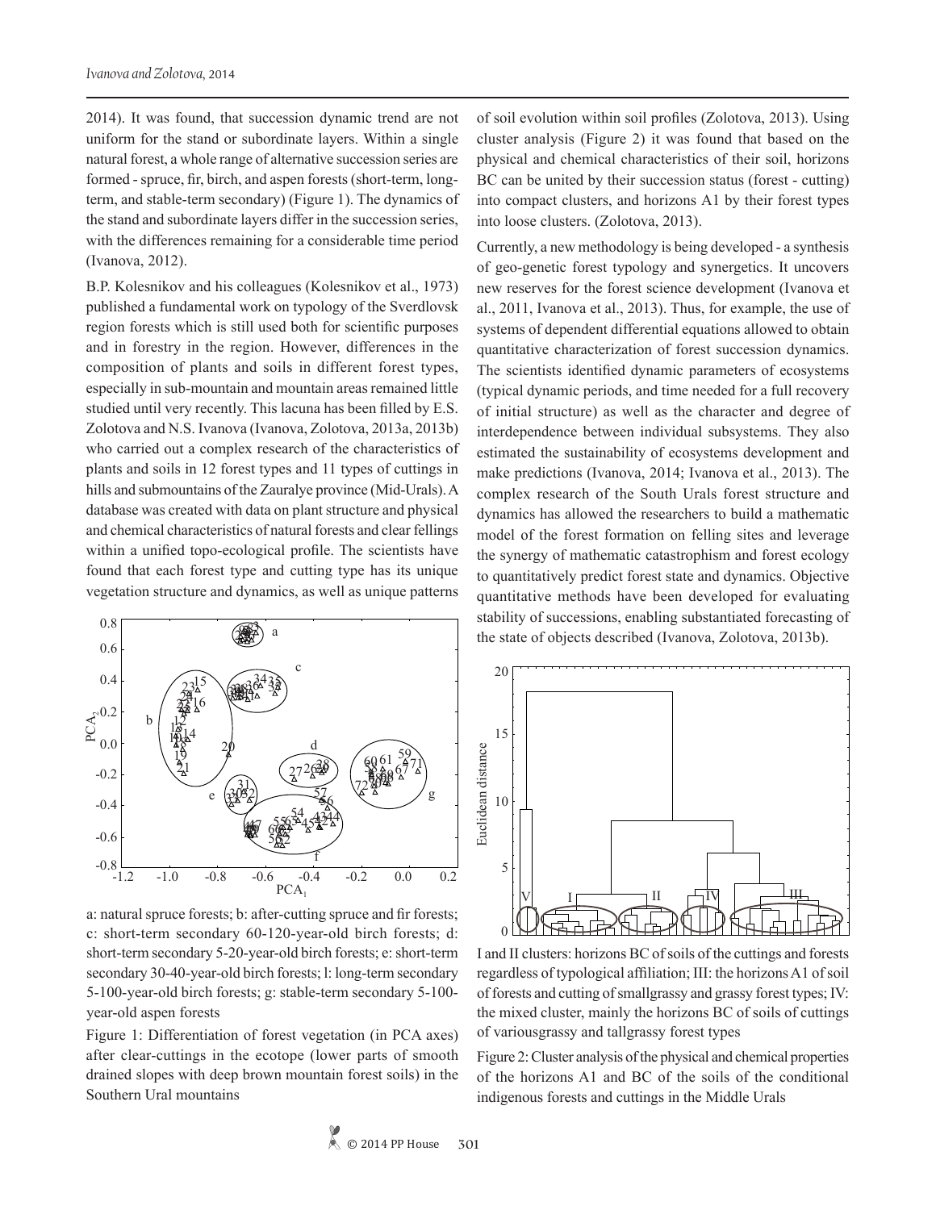2014). It was found, that succession dynamic trend are not uniform for the stand or subordinate layers. Within a single natural forest, a whole range of alternative succession series are formed - spruce, fir, birch, and aspen forests (short-term, long-term, and stable-term secondary) (Figure 1). The dynamics of the stand and subordinate layers differ in the succession series, with the differences remaining for a considerable time period (Ivanova, 2012).

B.P. Kolesnikov and his colleagues (Kolesnikov et al., 1973) published a fundamental work on typology of the Sverdlovsk region forests which is still used both for scientific purposes and in forestry in the region. However, differences in the composition of plants and soils in different forest types, especially in sub-mountain and mountain areas remained little studied until very recently. This lacuna has been filled by E.S. Zolotova and N.S. Ivanova (Ivanova, Zolotova, 2013a, 2013b) who carried out a complex research of the characteristics of plants and soils in 12 forest types and 11 types of cuttings in hills and submountains of the Zauralye province (Mid-Urals). A database was created with data on plant structure and physical and chemical characteristics of natural forests and clear fellings within a unified topo-ecological profile. The scientists have found that each forest type and cutting type has its unique vegetation structure and dynamics, as well as unique patterns of soil evolution within soil profiles (Zolotova, 2013). Using cluster analysis (Figure 2) it was found that based on the physical and chemical characteristics of their soil, horizons BC can be united by their succession status (forest - cutting) into compact clusters, and horizons A1 by their forest types into loose clusters. (Zolotova, 2013).

a: natural spruce forests; b: after-cutting spruce and fir forests; c: short-term secondary 60-120-year-old birch forests; d: short-term secondary 5-20-year-old birch forests; e: short-term secondary 30-40-year-old birch forests; l: long-term secondary 5-100-year-old birch forests; g: stable-term secondary 5-100-year-old aspen forests

Figure 1: Differentiation of forest vegetation (in PCA axes) after clear-cuttings in the ecotope (lower parts of smooth drained slopes with deep brown mountain forest soils) in the Southern Ural mountains

Currently, a new methodology is being developed - a synthesis of geo-genetic forest typology and synergetics. It uncovers new reserves for the forest science development (Ivanova et al., 2011, Ivanova et al., 2013). Thus, for example, the use of systems of dependent differential equations allowed to obtain quantitative characterization of forest succession dynamics. The scientists identified dynamic parameters of ecosystems (typical dynamic periods, and time needed for a full recovery of initial structure) as well as the character and degree of interdependence between individual subsystems. They also estimated the sustainability of ecosystems development and make predictions (Ivanova, 2014; Ivanova et al., 2013). The complex research of the South Urals forest structure and dynamics has allowed the researchers to build a mathematic model of the forest formation on felling sites and leverage the synergy of mathematic catastrophism and forest ecology to quantitatively predict forest state and dynamics. Objective quantitative methods have been developed for evaluating stability of successions, enabling substantiated forecasting of the state of objects described (Ivanova, Zolotova, 2013b).

I and II clusters: horizons BC of soils of the cuttings and forests regardless of typological affiliation; III: the horizons A1 of soil of forests and cutting of smallgrassy and grassy forest types; IV: the mixed cluster, mainly the horizons BC of soils of cuttings of variousgrassy and tallgrassy forest types

Figure 2: Cluster analysis of the physical and chemical properties of the horizons A1 and BC of the soils of the conditional indigenous forests and cuttings in the Middle Urals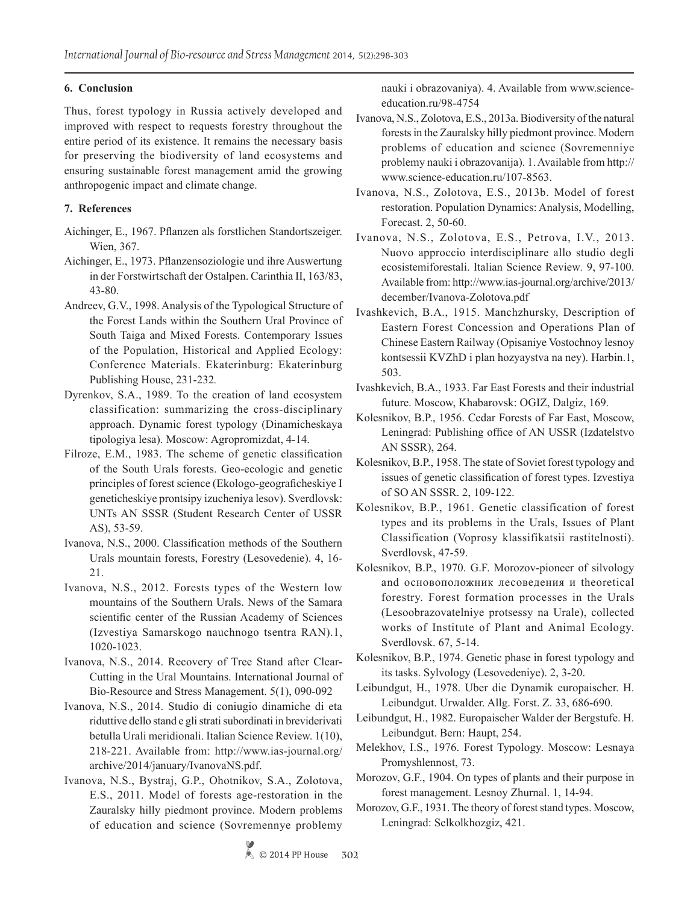## 6. Conclusion

Thus, forest typology in Russia actively developed and improved with respect to requests forestry throughout the entire period of its existence. It remains the necessary basis for preserving the biodiversity of land ecosystems and ensuring sustainable forest management amid the growing anthropogenic impact and climate change.

## 7. References

Aichinger, E., 1967. Pflanzen als forstlichen Standortszeiger. Wien, 367.

Aichinger, E., 1973. Pflanzensoziologie und ihre Auswertung in der Forstwirtschaft der Ostalpen. Carinthia II, 163/83, 43-80.

Andreev, G.V., 1998. Analysis of the Typological Structure of the Forest Lands within the Southern Ural Province of South Taiga and Mixed Forests. Contemporary Issues of the Population, Historical and Applied Ecology: Conference Materials. Ekaterinburg: Ekaterinburg Publishing House, 231-232.

Dyrenkov, S.A., 1989. To the creation of land ecosystem classification: summarizing the cross-disciplinary approach. Dynamic forest typology (Dinamicheskaya tipologiya lesa). Moscow: Agropromizdat, 4-14.

Filroze, E.M., 1983. The scheme of genetic classification of the South Urals forests. Geo-ecologic and genetic principles of forest science (Ekologo-geograficheskiye I geneticheskiye prontsipy izucheniya lesov). Sverdlovsk: UNTs AN SSSR (Student Research Center of USSR AS), 53-59.

Ivanova, N.S., 2000. Classification methods of the Southern Urals mountain forests, Forestry (Lesovedenie). 4, 16-21.

Ivanova, N.S., 2012. Forests types of the Western low mountains of the Southern Urals. News of the Samara scientific center of the Russian Academy of Sciences (Izvestiya Samarskogo nauchnogo tsentra RAN).1, 1020-1023.

Ivanova, N.S., 2014. Recovery of Tree Stand after Clear-Cutting in the Ural Mountains. International Journal of Bio-Resource and Stress Management. 5(1), 090-092

Ivanova, N.S., 2014. Studio di coniugio dinamiche di eta riduttive dello stand e gli strati subordinati in breviderivati betulla Urali meridionali. Italian Science Review. 1(10), 218-221. Available from: http://www.ias-journal.org/archive/2014/january/IvanovaNS.pdf.

Ivanova, N.S., Bystraj, G.P., Ohotnikov, S.A., Zolotova, E.S., 2011. Model of forests age-restoration in the Zauralsky hilly piedmont province. Modern problems of education and science (Sovremennye problemy nauki i obrazovaniya). 4. Available from www.science-education.ru/98-4754

Ivanova, N.S., Zolotova, E.S., 2013a. Biodiversity of the natural forests in the Zauralsky hilly piedmont province. Modern problems of education and science (Sovremenniye problemy nauki i obrazovanija). 1. Available from http://www.science-education.ru/107-8563.

Ivanova, N.S., Zolotova, E.S., 2013b. Model of forest restoration. Population Dynamics: Analysis, Modelling, Forecast. 2, 50-60.

Ivanova, N.S., Zolotova, E.S., Petrova, I.V., 2013. Nuovo approccio interdisciplinare allo studio degli ecosistemiforestali. Italian Science Review. 9, 97-100. Available from: http://www.ias-journal.org/archive/2013/december/Ivanova-Zolotova.pdf

Ivashkevich, B.A., 1915. Manchzhursky, Description of Eastern Forest Concession and Operations Plan of Chinese Eastern Railway (Opisaniye Vostochnoy lesnoy kontsessii KVZhD i plan hozyaystva na ney). Harbin.1, 503.

Ivashkevich, B.A., 1933. Far East Forests and their industrial future. Moscow, Khabarovsk: OGIZ, Dalgiz, 169.

Kolesnikov, B.P., 1956. Cedar Forests of Far East, Moscow, Leningrad: Publishing office of AN USSR (Izdatelstvo AN SSSR), 264.

Kolesnikov, B.P., 1958. The state of Soviet forest typology and issues of genetic classification of forest types. Izvestiya of SO AN SSSR. 2, 109-122.

Kolesnikov, B.P., 1961. Genetic classification of forest types and its problems in the Urals, Issues of Plant Classification (Voprosy klassifikatsii rastitelnosti). Sverdlovsk, 47-59.

Kolesnikov, B.P., 1970. G.F. Morozov-pioneer of silvology and основоположник лесоведения и theoretical forestry. Forest formation processes in the Urals (Lesoobrazovatelniye protsessy na Urale), collected works of Institute of Plant and Animal Ecology. Sverdlovsk. 67, 5-14.

Kolesnikov, B.P., 1974. Genetic phase in forest typology and its tasks. Sylvology (Lesovedeniye). 2, 3-20.

Leibundgut, H., 1978. Uber die Dynamik europaischer. H. Leibundgut. Urwalder. Allg. Forst. Z. 33, 686-690.

Leibundgut, H., 1982. Europaischer Walder der Bergstufe. H. Leibundgut. Bern: Haupt, 254.

Melekhov, I.S., 1976. Forest Typology. Moscow: Lesnaya Promyshlennost, 73.

Morozov, G.F., 1904. On types of plants and their purpose in forest management. Lesnoy Zhurnal. 1, 14-94.

Morozov, G.F., 1931. The theory of forest stand types. Moscow, Leningrad: Selkolkhozgiz, 421.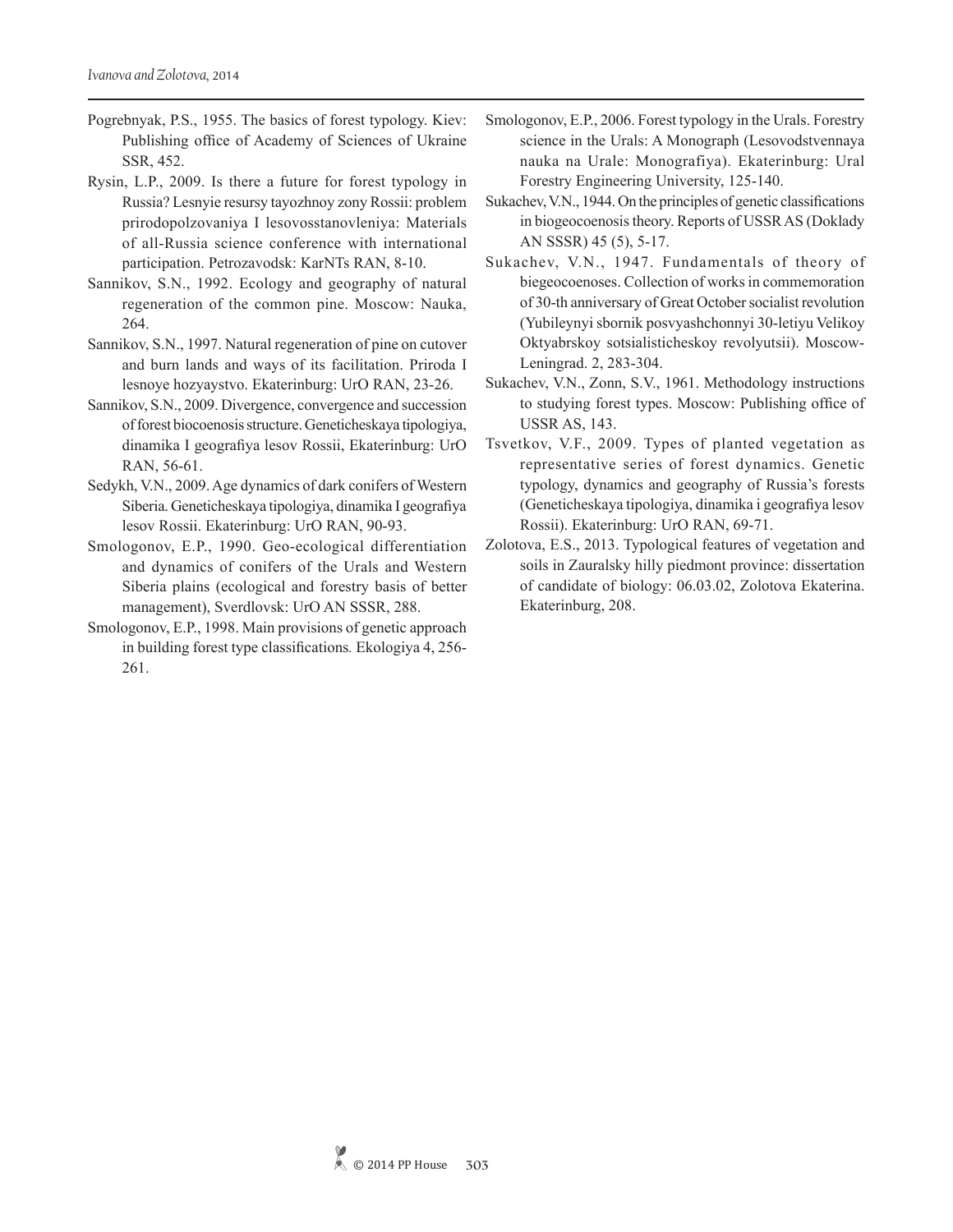Pogrebnyak, P.S., 1955. The basics of forest typology. Kiev: Publishing office of Academy of Sciences of Ukraine SSR, 452.

Rysin, L.P., 2009. Is there a future for forest typology in Russia? Lesnyie resursy tayozhnoy zony Rossii: problem prirodopolzovaniya I lesovosstanovleniya: Materials of all-Russia science conference with international participation. Petrozavodsk: KarNTs RAN, 8-10.

Sannikov, S.N., 1992. Ecology and geography of natural regeneration of the common pine. Moscow: Nauka, 264.

Sannikov, S.N., 1997. Natural regeneration of pine on cutover and burn lands and ways of its facilitation. Priroda I lesnoye hozyaystvo. Ekaterinburg: UrO RAN, 23-26.

Sannikov, S.N., 2009. Divergence, convergence and succession of forest biocoenosis structure. Geneticheskaya tipologiya, dinamika I geografiya lesov Rossii, Ekaterinburg: UrO RAN, 56-61.

Sedykh, V.N., 2009. Age dynamics of dark conifers of Western Siberia. Geneticheskaya tipologiya, dinamika I geografiya lesov Rossii. Ekaterinburg: UrO RAN, 90-93.

Smologonov, E.P., 1990. Geo-ecological differentiation and dynamics of conifers of the Urals and Western Siberia plains (ecological and forestry basis of better management), Sverdlovsk: UrO AN SSSR, 288.

Smologonov, E.P., 1998. Main provisions of genetic approach in building forest type classifications. Ekologiya 4, 256-261.

Smologonov, E.P., 2006. Forest typology in the Urals. Forestry science in the Urals: A Monograph (Lesovodstvennaya nauka na Urale: Monografiya). Ekaterinburg: Ural Forestry Engineering University, 125-140.

Sukachev, V.N., 1944. On the principles of genetic classifications in biogeocoenosis theory. Reports of USSR AS (Doklady AN SSSR) 45 (5), 5-17.

Sukachev, V.N., 1947. Fundamentals of theory of biegeocoenoses. Collection of works in commemoration of 30-th anniversary of Great October socialist revolution (Yubileynyi sbornik posvyashchonnyi 30-letiyu Velikoy Oktyabrskoy sotsialisticheskoy revolyutsii). Moscow-Leningrad. 2, 283-304.

Sukachev, V.N., Zonn, S.V., 1961. Methodology instructions to studying forest types. Moscow: Publishing office of USSR AS, 143.

Tsvetkov, V.F., 2009. Types of planted vegetation as representative series of forest dynamics. Genetic typology, dynamics and geography of Russia's forests (Geneticheskaya tipologiya, dinamika i geografiya lesov Rossii). Ekaterinburg: UrO RAN, 69-71.

Zolotova, E.S., 2013. Typological features of vegetation and soils in Zauralsky hilly piedmont province: dissertation of candidate of biology: 06.03.02, Zolotova Ekaterina. Ekaterinburg, 208.